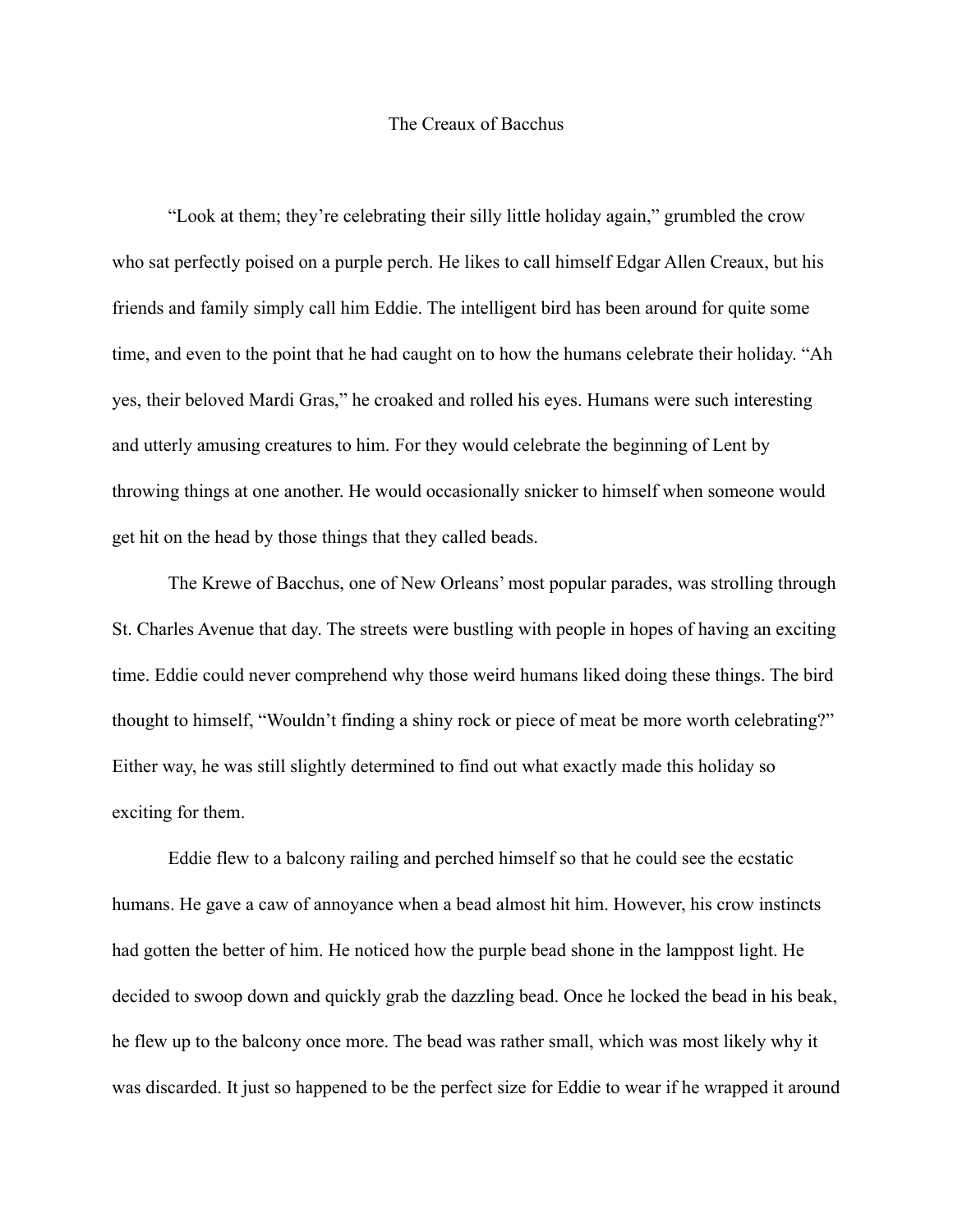# The Creaux of Bacchus

"Look at them; they're celebrating their silly little holiday again," grumbled the crow who sat perfectly poised on a purple perch. He likes to call himself Edgar Allen Creaux, but his friends and family simply call him Eddie. The intelligent bird has been around for quite some time, and even to the point that he had caught on to how the humans celebrate their holiday. "Ah yes, their beloved Mardi Gras," he croaked and rolled his eyes. Humans were such interesting and utterly amusing creatures to him. For they would celebrate the beginning of Lent by throwing things at one another. He would occasionally snicker to himself when someone would get hit on the head by those things that they called beads.

The Krewe of Bacchus, one of New Orleans' most popular parades, was strolling through St. Charles Avenue that day. The streets were bustling with people in hopes of having an exciting time. Eddie could never comprehend why those weird humans liked doing these things. The bird thought to himself, "Wouldn't finding a shiny rock or piece of meat be more worth celebrating?" Either way, he was still slightly determined to find out what exactly made this holiday so exciting for them.

Eddie flew to a balcony railing and perched himself so that he could see the ecstatic humans. He gave a caw of annoyance when a bead almost hit him. However, his crow instincts had gotten the better of him. He noticed how the purple bead shone in the lamppost light. He decided to swoop down and quickly grab the dazzling bead. Once he locked the bead in his beak, he flew up to the balcony once more. The bead was rather small, which was most likely why it was discarded. It just so happened to be the perfect size for Eddie to wear if he wrapped it around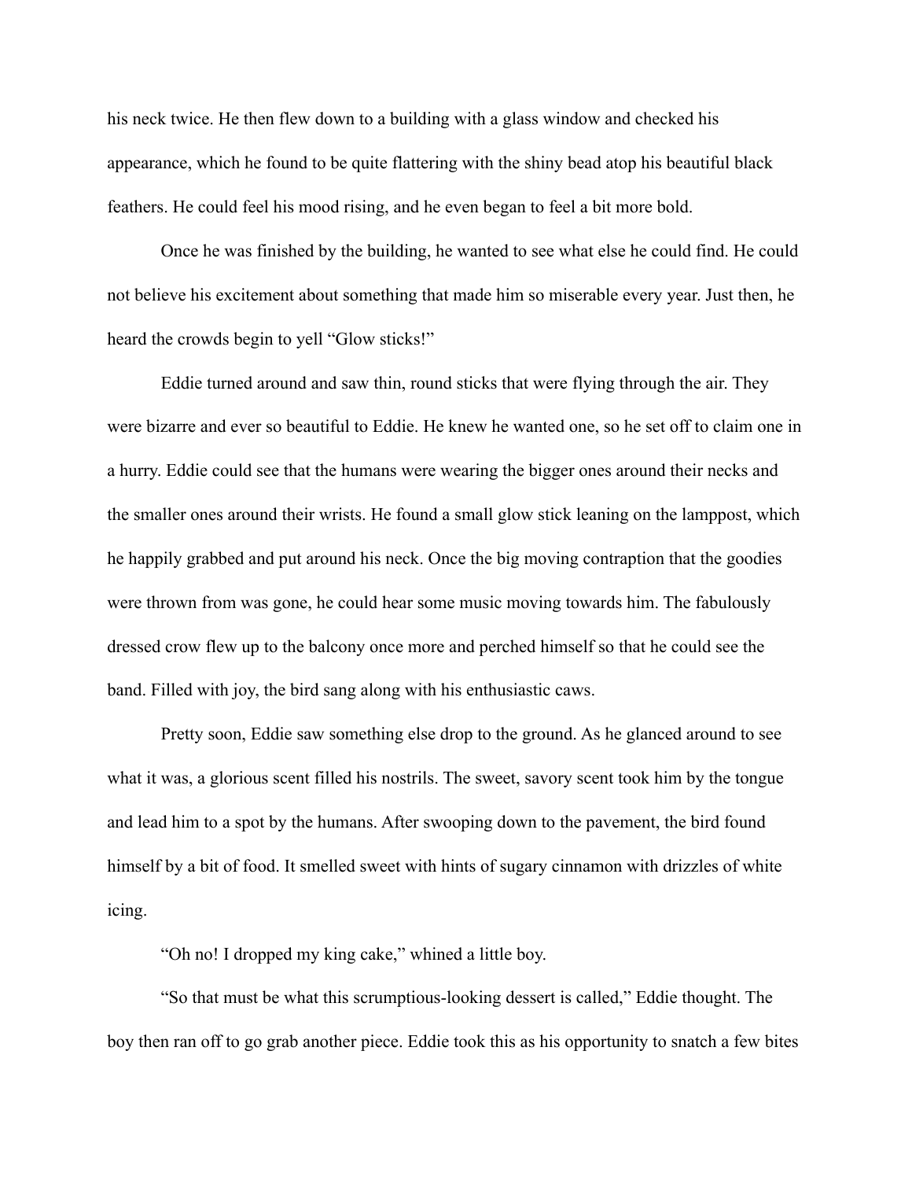his neck twice. He then flew down to a building with a glass window and checked his appearance, which he found to be quite flattering with the shiny bead atop his beautiful black feathers. He could feel his mood rising, and he even began to feel a bit more bold.

Once he was finished by the building, he wanted to see what else he could find. He could not believe his excitement about something that made him so miserable every year. Just then, he heard the crowds begin to yell "Glow sticks!"

Eddie turned around and saw thin, round sticks that were flying through the air. They were bizarre and ever so beautiful to Eddie. He knew he wanted one, so he set off to claim one in a hurry. Eddie could see that the humans were wearing the bigger ones around their necks and the smaller ones around their wrists. He found a small glow stick leaning on the lamppost, which he happily grabbed and put around his neck. Once the big moving contraption that the goodies were thrown from was gone, he could hear some music moving towards him. The fabulously dressed crow flew up to the balcony once more and perched himself so that he could see the band. Filled with joy, the bird sang along with his enthusiastic caws.

Pretty soon, Eddie saw something else drop to the ground. As he glanced around to see what it was, a glorious scent filled his nostrils. The sweet, savory scent took him by the tongue and lead him to a spot by the humans. After swooping down to the pavement, the bird found himself by a bit of food. It smelled sweet with hints of sugary cinnamon with drizzles of white icing.

"Oh no! I dropped my king cake," whined a little boy.

"So that must be what this scrumptious-looking dessert is called," Eddie thought. The boy then ran off to go grab another piece. Eddie took this as his opportunity to snatch a few bites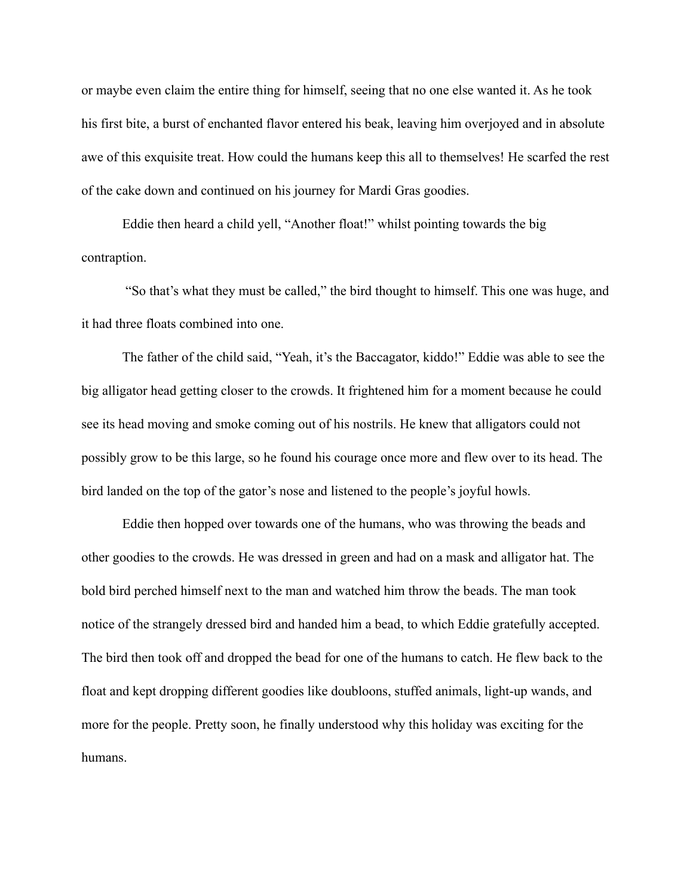or maybe even claim the entire thing for himself, seeing that no one else wanted it. As he took his first bite, a burst of enchanted flavor entered his beak, leaving him overjoyed and in absolute awe of this exquisite treat. How could the humans keep this all to themselves! He scarfed the rest of the cake down and continued on his journey for Mardi Gras goodies.

Eddie then heard a child yell, "Another float!" whilst pointing towards the big contraption.

"So that's what they must be called," the bird thought to himself. This one was huge, and it had three floats combined into one.

The father of the child said, "Yeah, it's the Baccagator, kiddo!" Eddie was able to see the big alligator head getting closer to the crowds. It frightened him for a moment because he could see its head moving and smoke coming out of his nostrils. He knew that alligators could not possibly grow to be this large, so he found his courage once more and flew over to its head. The bird landed on the top of the gator's nose and listened to the people's joyful howls.

Eddie then hopped over towards one of the humans, who was throwing the beads and other goodies to the crowds. He was dressed in green and had on a mask and alligator hat. The bold bird perched himself next to the man and watched him throw the beads. The man took notice of the strangely dressed bird and handed him a bead, to which Eddie gratefully accepted. The bird then took off and dropped the bead for one of the humans to catch. He flew back to the float and kept dropping different goodies like doubloons, stuffed animals, light-up wands, and more for the people. Pretty soon, he finally understood why this holiday was exciting for the humans.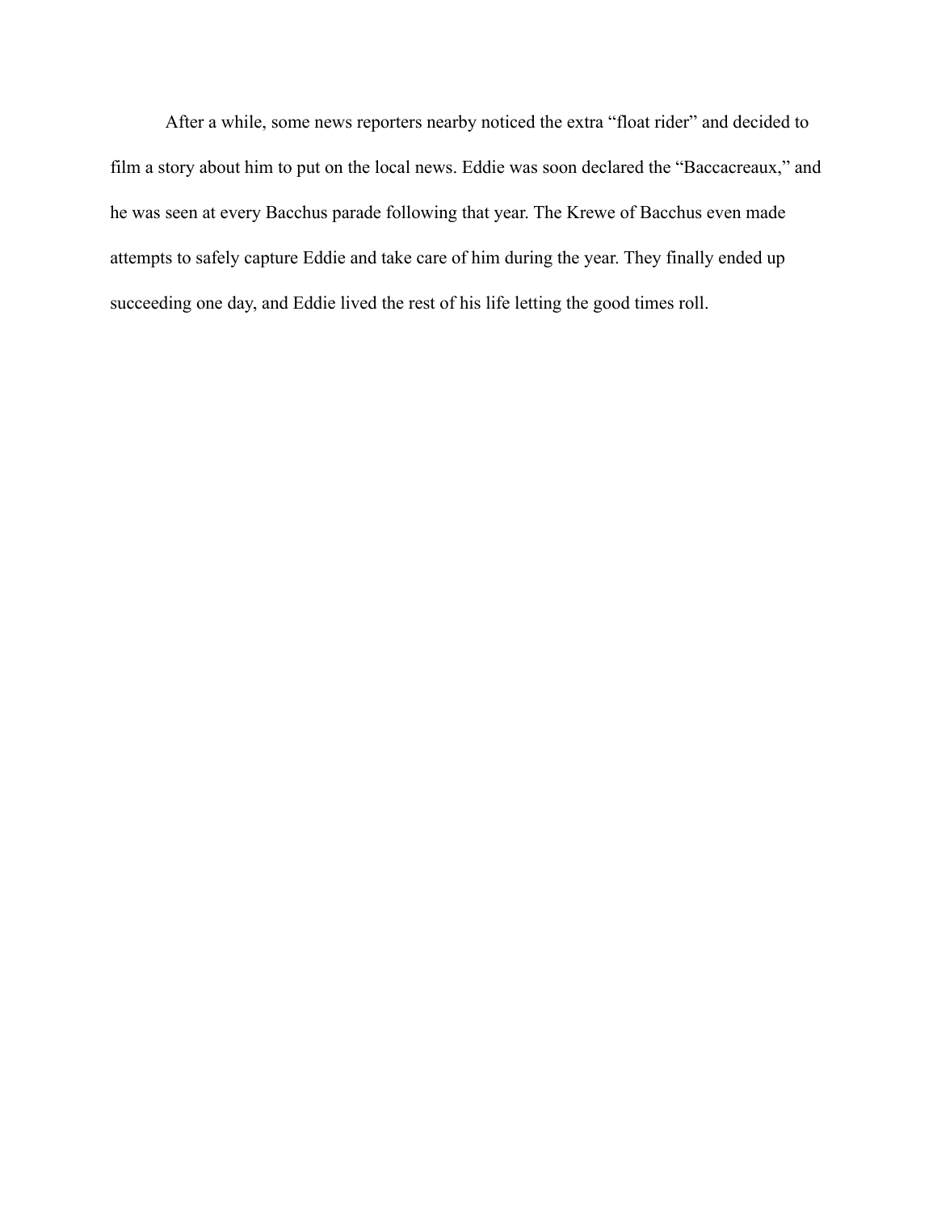After a while, some news reporters nearby noticed the extra "float rider" and decided to film a story about him to put on the local news. Eddie was soon declared the "Baccacreaux," and he was seen at every Bacchus parade following that year. The Krewe of Bacchus even made attempts to safely capture Eddie and take care of him during the year. They finally ended up succeeding one day, and Eddie lived the rest of his life letting the good times roll.